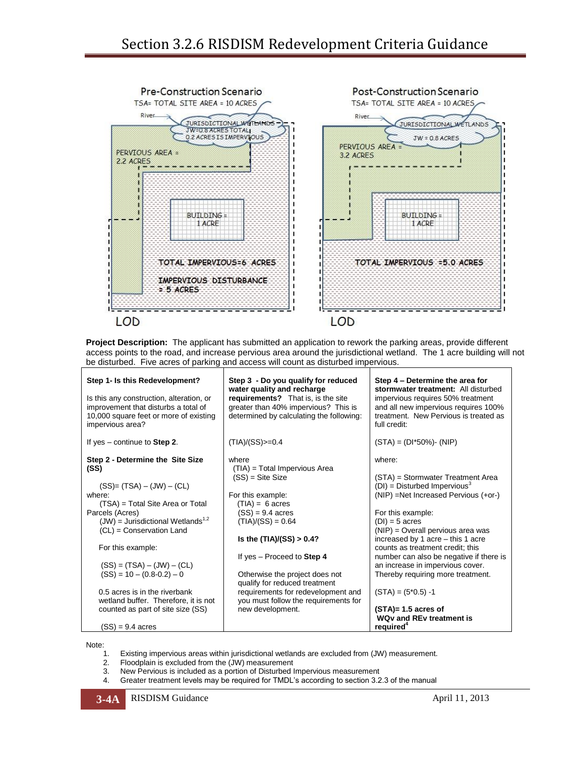# Section 3.2.6 RISDISM Redevelopment Criteria Guidance

Pre-Construction Scenario

TSA= TOTAL SITE AREA = 10 ACRES

River

JURISDICTIONAL WETLANDS JW=0.8 ACRES TOTAL 0.2 ACRES IS IMPERVIOUS

PERVIOUS AREA = 2.2 ACRES

BUILDING = 1 ACRE

TOTAL IMPERVIOUS=6 ACRES

IMPERVIOUS DISTURBANCE = 5 ACRES

LOD

Post-Construction Scenario

TSA= TOTAL SITE AREA = 10 ACRES

River

JURISDICTIONAL WETLANDS JW = 0.8 ACRES

PERVIOUS AREA = 3.2 ACRES

BUILDING = 1 ACRE

TOTAL IMPERVIOUS =5.0 ACRES

LOD

**Project Description:** The applicant has submitted an application to rework the parking areas, provide different access points to the road, and increase pervious area around the jurisdictional wetland. The 1 acre building will not be disturbed. Five acres of parking and access will count as disturbed impervious.

| **Step 1- Is this Redevelopment?** | **Step 3 - Do you qualify for reduced water quality and recharge requirements?** That is, is the site greater than 40% impervious? This is determined by calculating the following: | **Step 4 – Determine the area for stormwater treatment:** All disturbed impervious requires 50% treatment and all new impervious requires 100% treatment. New Pervious is treated as full credit: |
|---|---|---|
| Is this any construction, alteration, or improvement that disturbs a total of 10,000 square feet or more of existing impervious area?<br><br>If yes – continue to **Step 2**.<br><br>**Step 2 - Determine the Site Size (SS)**<br><br>(SS)= (TSA) – (JW) – (CL)<br>where:<br>(TSA) = Total Site Area or Total Parcels (Acres)<br>(JW) = Jurisdictional Wetlands[1,2]<br>(CL) = Conservation Land<br><br>For this example:<br><br>(SS) = (TSA) – (JW) – (CL)<br>(SS) = 10 – (0.8-0.2) – 0<br><br>0.5 acres is in the riverbank wetland buffer. Therefore, it is not counted as part of site size (SS)<br><br>(SS) = 9.4 acres | (TIA)/(SS)>=0.4<br><br>where<br>(TIA) = Total Impervious Area<br>(SS) = Site Size<br><br>For this example:<br>(TIA) = 6 acres<br>(SS) = 9.4 acres<br>(TIA)/(SS) = 0.64<br><br>**Is the (TIA)/(SS) > 0.4?**<br><br>If yes – Proceed to **Step 4**<br><br>Otherwise the project does not qualify for reduced treatment requirements for redevelopment and you must follow the requirements for new development. | (STA) = (DI*50%)- (NIP)<br><br>where:<br><br>(STA) = Stormwater Treatment Area<br>(DI) = Disturbed Impervious[3]<br>(NIP) =Net Increased Pervious (+or-)<br><br>For this example:<br>(DI) = 5 acres<br>(NIP) = Overall pervious area was increased by 1 acre – this 1 acre counts as treatment credit; this number can also be negative if there is an increase in impervious cover. Thereby requiring more treatment.<br><br>(STA) = (5*0.5) -1<br><br>**(STA)= 1.5 acres of WQv and REv treatment is required**[4] |

Note:

1. Existing impervious areas within jurisdictional wetlands are excluded from (JW) measurement.
2. Floodplain is excluded from the (JW) measurement
3. New Pervious is included as a portion of Disturbed Impervious measurement
4. Greater treatment levels may be required for TMDL according to section 3.2.3 of the manual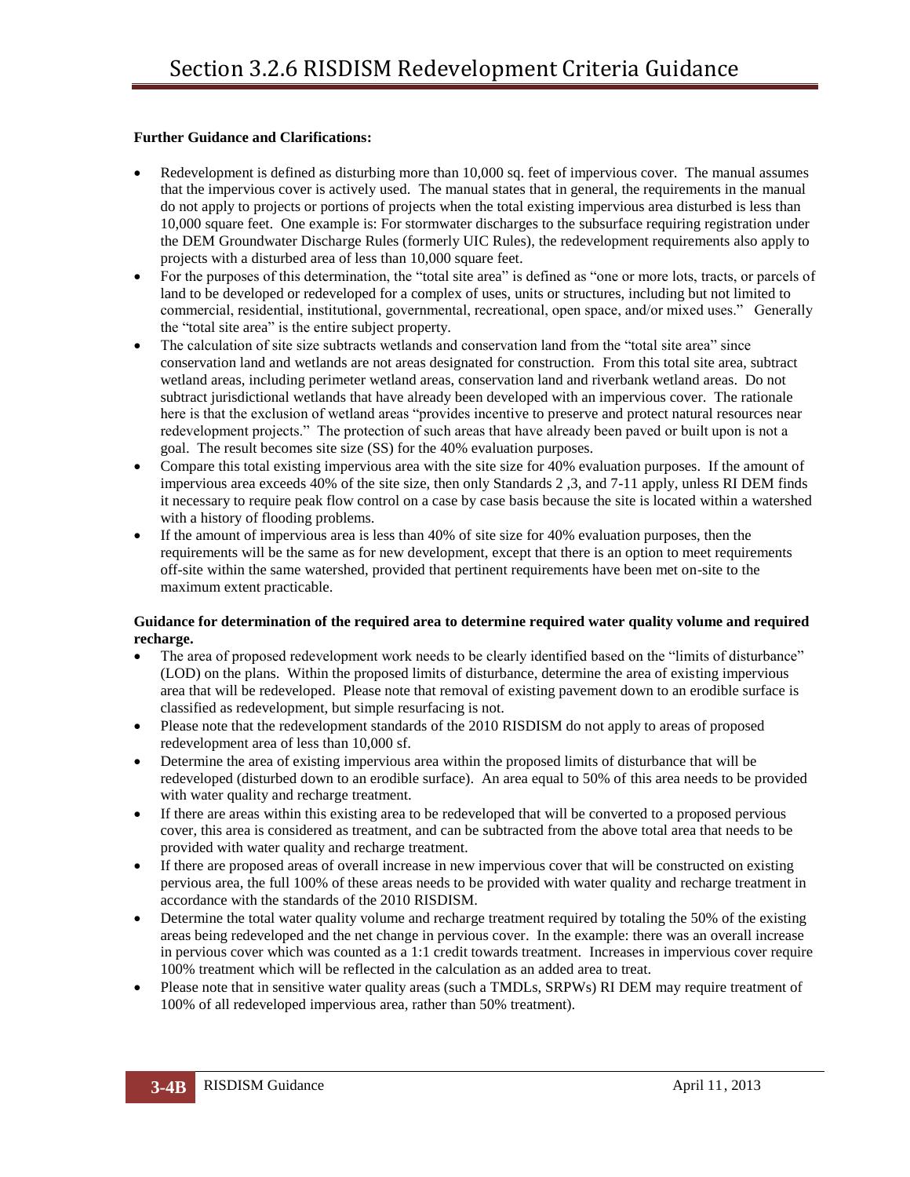# Section 3.2.6 RISDISM Redevelopment Criteria Guidance

**Further Guidance and Clarifications:**

- Redevelopment is defined as disturbing more than 10,000 sq. feet of impervious cover. The manual assumes that the impervious cover is actively used. The manual states that in general, the requirements in the manual do not apply to projects or portions of projects when the total existing impervious area disturbed is less than 10,000 square feet. One example is: For stormwater discharges to the subsurface requiring registration under the DEM Groundwater Discharge Rules (formerly UIC Rules), the redevelopment requirements also apply to projects with a disturbed area of less than 10,000 square feet.
- For the purposes of this determination, the "total site area" is defined as "one or more lots, tracts, or parcels of land to be developed or redeveloped for a complex of uses, units or structures, including but not limited to commercial, residential, institutional, governmental, recreational, open space, and/or mixed uses." Generally the "total site area" is the entire subject property.
- The calculation of site size subtracts wetlands and conservation land from the "total site area" since conservation land and wetlands are not areas designated for construction. From this total site area, subtract wetland areas, including perimeter wetland areas, conservation land and riverbank wetland areas. Do not subtract jurisdictional wetlands that have already been developed with an impervious cover. The rationale here is that the exclusion of wetland areas "provides incentive to preserve and protect natural resources near redevelopment projects." The protection of such areas that have already been paved or built upon is not a goal. The result becomes site size (SS) for the 40% evaluation purposes.
- Compare this total existing impervious area with the site size for 40% evaluation purposes. If the amount of impervious area exceeds 40% of the site size, then only Standards 2 ,3, and 7-11 apply, unless RI DEM finds it necessary to require peak flow control on a case by case basis because the site is located within a watershed with a history of flooding problems.
- If the amount of impervious area is less than 40% of site size for 40% evaluation purposes, then the requirements will be the same as for new development, except that there is an option to meet requirements off-site within the same watershed, provided that pertinent requirements have been met on-site to the maximum extent practicable.

**Guidance for determination of the required area to determine required water quality volume and required recharge.**

- The area of proposed redevelopment work needs to be clearly identified based on the "limits of disturbance" (LOD) on the plans. Within the proposed limits of disturbance, determine the area of existing impervious area that will be redeveloped. Please note that removal of existing pavement down to an erodible surface is classified as redevelopment, but simple resurfacing is not.
- Please note that the redevelopment standards of the 2010 RISDISM do not apply to areas of proposed redevelopment area of less than 10,000 sf.
- Determine the area of existing impervious area within the proposed limits of disturbance that will be redeveloped (disturbed down to an erodible surface). An area equal to 50% of this area needs to be provided with water quality and recharge treatment.
- If there are areas within this existing area to be redeveloped that will be converted to a proposed pervious cover, this area is considered as treatment, and can be subtracted from the above total area that needs to be provided with water quality and recharge treatment.
- If there are proposed areas of overall increase in new impervious cover that will be constructed on existing pervious area, the full 100% of these areas needs to be provided with water quality and recharge treatment in accordance with the standards of the 2010 RISDISM.
- Determine the total water quality volume and recharge treatment required by totaling the 50% of the existing areas being redeveloped and the net change in pervious cover. In the example: there was an overall increase in pervious cover which was counted as a 1:1 credit towards treatment. Increases in impervious cover require 100% treatment which will be reflected in the calculation as an added area to treat.
- Please note that in sensitive water quality areas (such a TMDLs, SRPWs) RI DEM may require treatment of 100% of all redeveloped impervious area, rather than 50% treatment).